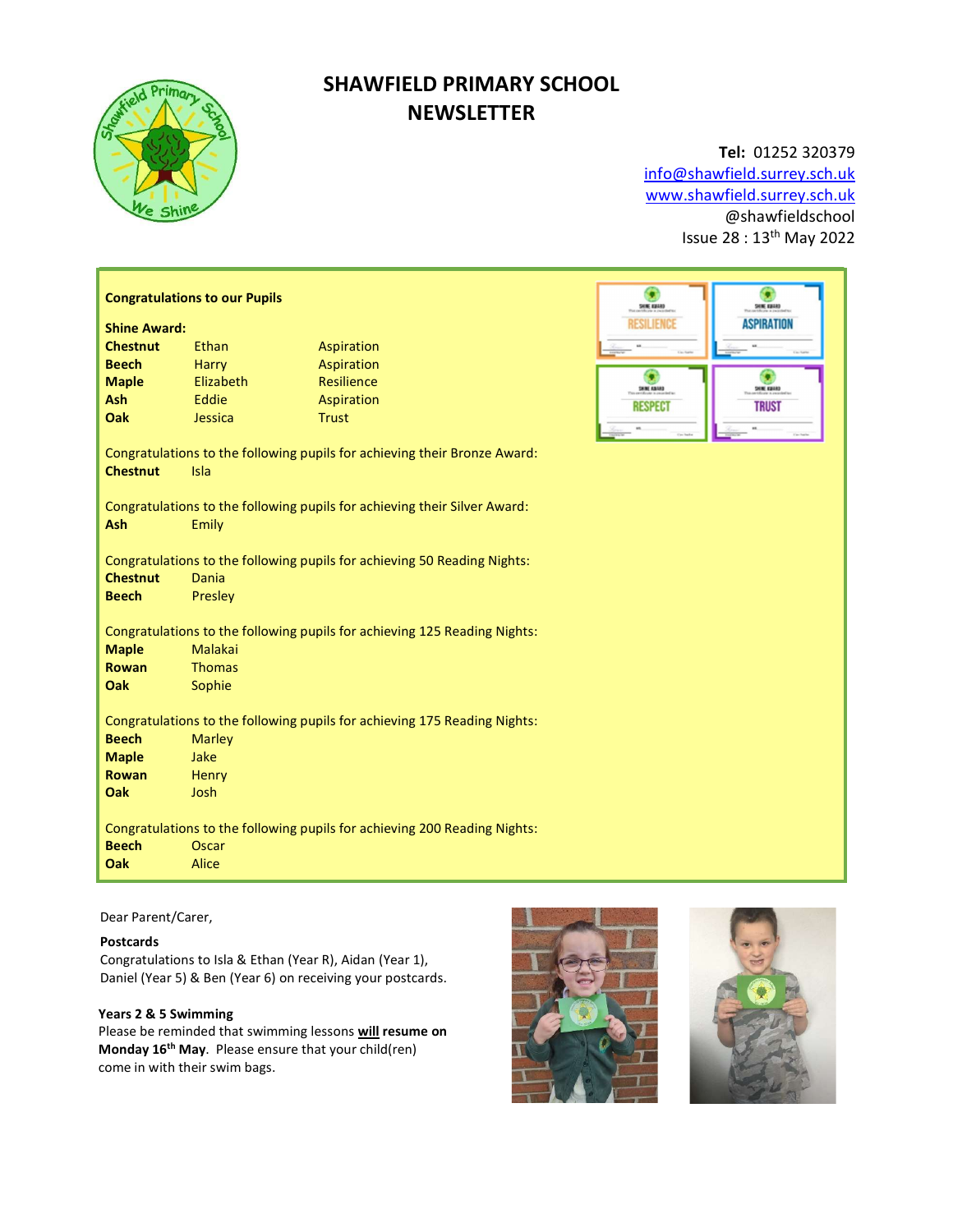# SHAWFIELD PRIMARY SCHOOL NEWSLETTER

**Tel:** 01252 320379
info@shawfield.surrey.sch.uk
www.shawfield.surrey.sch.uk
@shawfieldschool
Issue 28 : 13th May 2022

**Congratulations to our Pupils**

**Shine Award:**

| | | |
|---|---|---|
| **Chestnut** | Ethan | Aspiration |
| **Beech** | Harry | Aspiration |
| **Maple** | Elizabeth | Resilience |
| **Ash** | Eddie | Aspiration |
| **Oak** | Jessica | Trust |

Congratulations to the following pupils for achieving their Bronze Award:
**Chestnut** Isla

Congratulations to the following pupils for achieving their Silver Award:
**Ash** Emily

Congratulations to the following pupils for achieving 50 Reading Nights:
**Chestnut** Dania
**Beech** Presley

Congratulations to the following pupils for achieving 125 Reading Nights:
**Maple** Malakai
**Rowan** Thomas
**Oak** Sophie

Congratulations to the following pupils for achieving 175 Reading Nights:
**Beech** Marley
**Maple** Jake
**Rowan** Henry
**Oak** Josh

Congratulations to the following pupils for achieving 200 Reading Nights:
**Beech** Oscar
**Oak** Alice

Dear Parent/Carer,

**Postcards**
Congratulations to Isla & Ethan (Year R), Aidan (Year 1), Daniel (Year 5) & Ben (Year 6) on receiving your postcards.

**Years 2 & 5 Swimming**
Please be reminded that swimming lessons **will resume on Monday 16th May**. Please ensure that your child(ren) come in with their swim bags.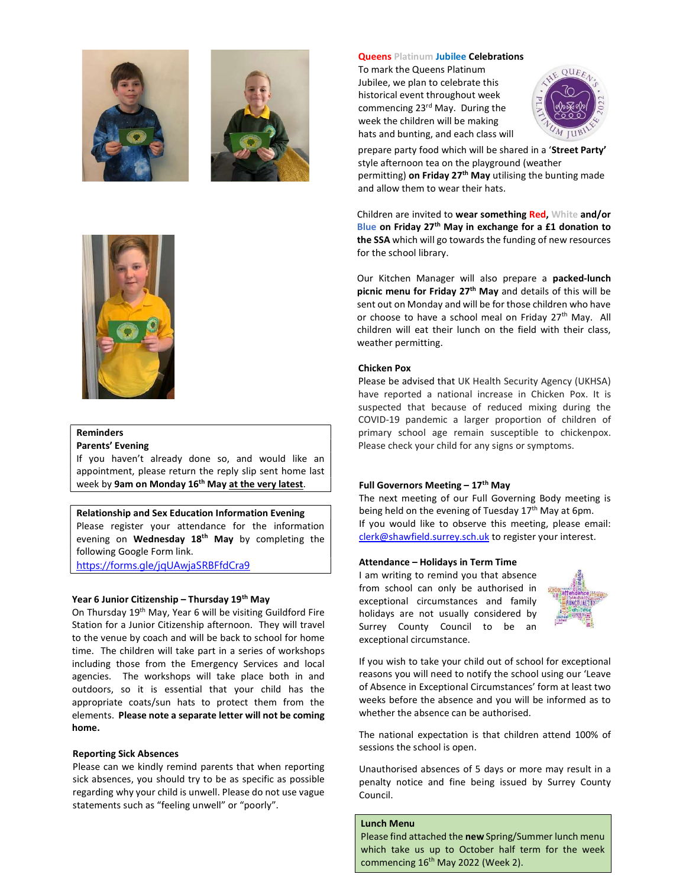**Reminders**

**Parents' Evening**

If you haven't already done so, and would like an appointment, please return the reply slip sent home last week by **9am on Monday 16th May at the very latest**.

**Relationship and Sex Education Information Evening**

Please register your attendance for the information evening on **Wednesday 18th May** by completing the following Google Form link.

https://forms.gle/jqUAwjaSRBFfdCra9

**Year 6 Junior Citizenship – Thursday 19th May**

On Thursday 19th May, Year 6 will be visiting Guildford Fire Station for a Junior Citizenship afternoon. They will travel to the venue by coach and will be back to school for home time. The children will take part in a series of workshops including those from the Emergency Services and local agencies. The workshops will take place both in and outdoors, so it is essential that your child has the appropriate coats/sun hats to protect them from the elements. **Please note a separate letter will not be coming home.**

**Reporting Sick Absences**

Please can we kindly remind parents that when reporting sick absences, you should try to be as specific as possible regarding why your child is unwell. Please do not use vague statements such as "feeling unwell" or "poorly".

**Queens Platinum Jubilee Celebrations**

To mark the Queens Platinum Jubilee, we plan to celebrate this historical event throughout week commencing 23rd May. During the week the children will be making hats and bunting, and each class will prepare party food which will be shared in a '**Street Party**' style afternoon tea on the playground (weather permitting) **on Friday 27th May** utilising the bunting made and allow them to wear their hats.

Children are invited to **wear something Red, White and/or Blue on Friday 27th May in exchange for a £1 donation to the SSA** which will go towards the funding of new resources for the school library.

Our Kitchen Manager will also prepare a **packed-lunch picnic menu for Friday 27th May** and details of this will be sent out on Monday and will be for those children who have or choose to have a school meal on Friday 27th May. All children will eat their lunch on the field with their class, weather permitting.

**Chicken Pox**

Please be advised that UK Health Security Agency (UKHSA) have reported a national increase in Chicken Pox. It is suspected that because of reduced mixing during the COVID-19 pandemic a larger proportion of children of primary school age remain susceptible to chickenpox. Please check your child for any signs or symptoms.

**Full Governors Meeting – 17th May**

The next meeting of our Full Governing Body meeting is being held on the evening of Tuesday 17th May at 6pm.

If you would like to observe this meeting, please email: clerk@shawfield.surrey.sch.uk to register your interest.

**Attendance – Holidays in Term Time**

I am writing to remind you that absence from school can only be authorised in exceptional circumstances and family holidays are not usually considered by Surrey County Council to be an exceptional circumstance.

If you wish to take your child out of school for exceptional reasons you will need to notify the school using our 'Leave of Absence in Exceptional Circumstances' form at least two weeks before the absence and you will be informed as to whether the absence can be authorised.

The national expectation is that children attend 100% of sessions the school is open.

Unauthorised absences of 5 days or more may result in a penalty notice and fine being issued by Surrey County Council.

**Lunch Menu**

Please find attached the **new** Spring/Summer lunch menu which take us up to October half term for the week commencing 16th May 2022 (Week 2).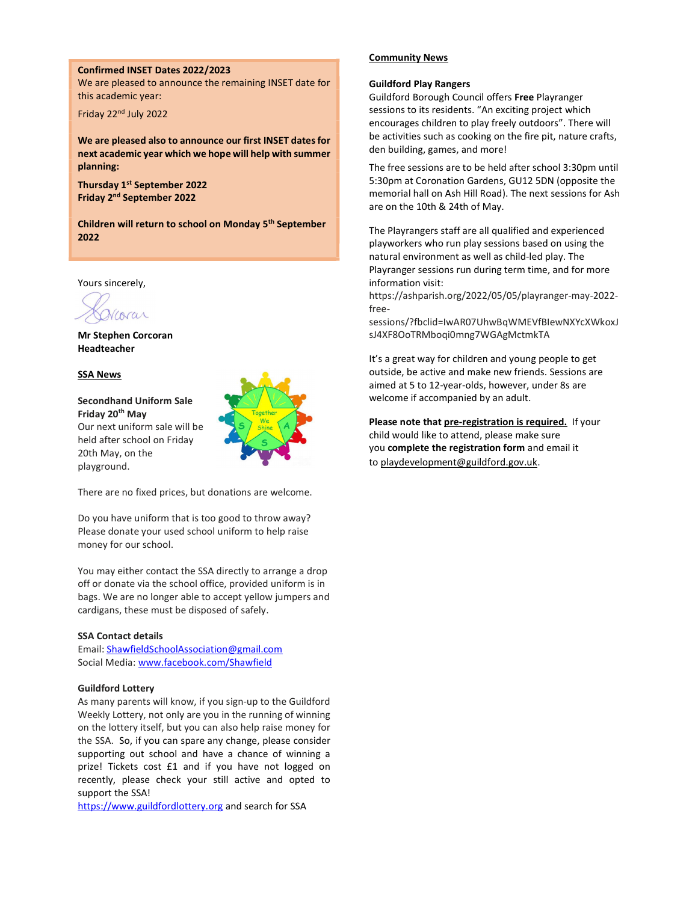**Confirmed INSET Dates 2022/2023**

We are pleased to announce the remaining INSET date for this academic year:

Friday 22nd July 2022

**We are pleased also to announce our first INSET dates for next academic year which we hope will help with summer planning:**

**Thursday 1st September 2022**
**Friday 2nd September 2022**

**Children will return to school on Monday 5th September 2022**

Yours sincerely,

**Mr Stephen Corcoran**
**Headteacher**

## SSA News

**Secondhand Uniform Sale**
**Friday 20th May**

Our next uniform sale will be held after school on Friday 20th May, on the playground.

There are no fixed prices, but donations are welcome.

Do you have uniform that is too good to throw away? Please donate your used school uniform to help raise money for our school.

You may either contact the SSA directly to arrange a drop off or donate via the school office, provided uniform is in bags. We are no longer able to accept yellow jumpers and cardigans, these must be disposed of safely.

**SSA Contact details**

Email: ShawfieldSchoolAssociation@gmail.com
Social Media: www.facebook.com/Shawfield

**Guildford Lottery**

As many parents will know, if you sign-up to the Guildford Weekly Lottery, not only are you in the running of winning on the lottery itself, but you can also help raise money for the SSA. So, if you can spare any change, please consider supporting out school and have a chance of winning a prize! Tickets cost £1 and if you have not logged on recently, please check your still active and opted to support the SSA!

https://www.guildfordlottery.org and search for SSA

## Community News

**Guildford Play Rangers**

Guildford Borough Council offers **Free** Playranger sessions to its residents. "An exciting project which encourages children to play freely outdoors". There will be activities such as cooking on the fire pit, nature crafts, den building, games, and more!

The free sessions are to be held after school 3:30pm until 5:30pm at Coronation Gardens, GU12 5DN (opposite the memorial hall on Ash Hill Road). The next sessions for Ash are on the 10th & 24th of May.

The Playrangers staff are all qualified and experienced playworkers who run play sessions based on using the natural environment as well as child-led play. The Playranger sessions run during term time, and for more information visit:
https://ashparish.org/2022/05/05/playranger-may-2022-free-sessions/?fbclid=IwAR07UhwBqWMEVfBIewNXYcXWkoxJsJ4XF8OoTRMboqi0mng7WGAgMctmkTA

It's a great way for children and young people to get outside, be active and make new friends. Sessions are aimed at 5 to 12-year-olds, however, under 8s are welcome if accompanied by an adult.

**Please note that pre-registration is required.** If your child would like to attend, please make sure you **complete the registration form** and email it to playdevelopment@guildford.gov.uk.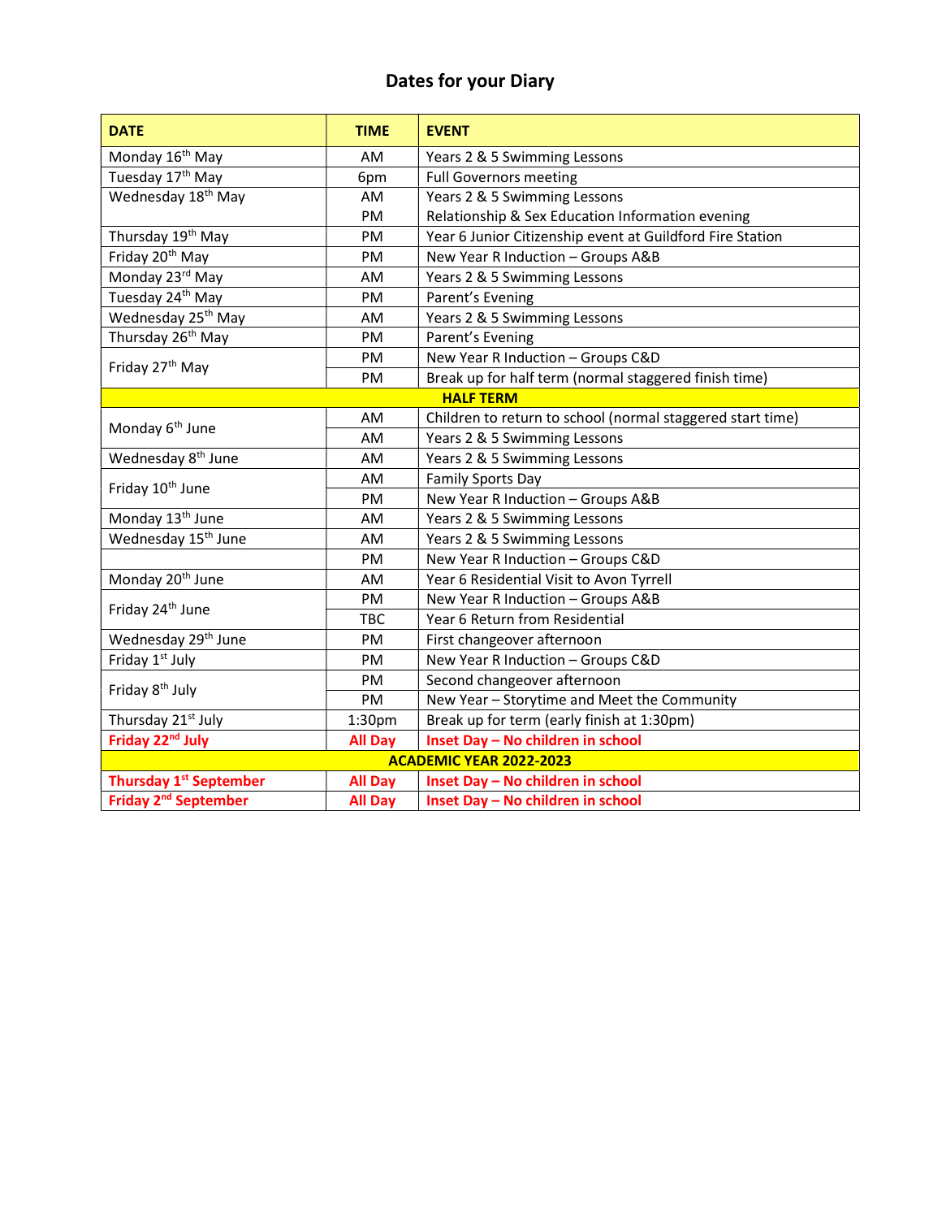## Dates for your Diary

| DATE | TIME | EVENT |
|---|---|---|
| Monday 16th May | AM | Years 2 & 5 Swimming Lessons |
| Tuesday 17th May | 6pm | Full Governors meeting |
| Wednesday 18th May | AM | Years 2 & 5 Swimming Lessons |
| | PM | Relationship & Sex Education Information evening |
| Thursday 19th May | PM | Year 6 Junior Citizenship event at Guildford Fire Station |
| Friday 20th May | PM | New Year R Induction – Groups A&B |
| Monday 23rd May | AM | Years 2 & 5 Swimming Lessons |
| Tuesday 24th May | PM | Parent's Evening |
| Wednesday 25th May | AM | Years 2 & 5 Swimming Lessons |
| Thursday 26th May | PM | Parent's Evening |
| Friday 27th May | PM | New Year R Induction – Groups C&D |
| | PM | Break up for half term (normal staggered finish time) |
| **HALF TERM** | | |
| Monday 6th June | AM | Children to return to school (normal staggered start time) |
| | AM | Years 2 & 5 Swimming Lessons |
| Wednesday 8th June | AM | Years 2 & 5 Swimming Lessons |
| Friday 10th June | AM | Family Sports Day |
| | PM | New Year R Induction – Groups A&B |
| Monday 13th June | AM | Years 2 & 5 Swimming Lessons |
| Wednesday 15th June | AM | Years 2 & 5 Swimming Lessons |
| | PM | New Year R Induction – Groups C&D |
| Monday 20th June | AM | Year 6 Residential Visit to Avon Tyrrell |
| Friday 24th June | PM | New Year R Induction – Groups A&B |
| | TBC | Year 6 Return from Residential |
| Wednesday 29th June | PM | First changeover afternoon |
| Friday 1st July | PM | New Year R Induction – Groups C&D |
| Friday 8th July | PM | Second changeover afternoon |
| | PM | New Year – Storytime and Meet the Community |
| Thursday 21st July | 1:30pm | Break up for term (early finish at 1:30pm) |
| **Friday 22nd July** | **All Day** | **Inset Day – No children in school** |
| **ACADEMIC YEAR 2022-2023** | | |
| **Thursday 1st September** | **All Day** | **Inset Day – No children in school** |
| **Friday 2nd September** | **All Day** | **Inset Day – No children in school** |